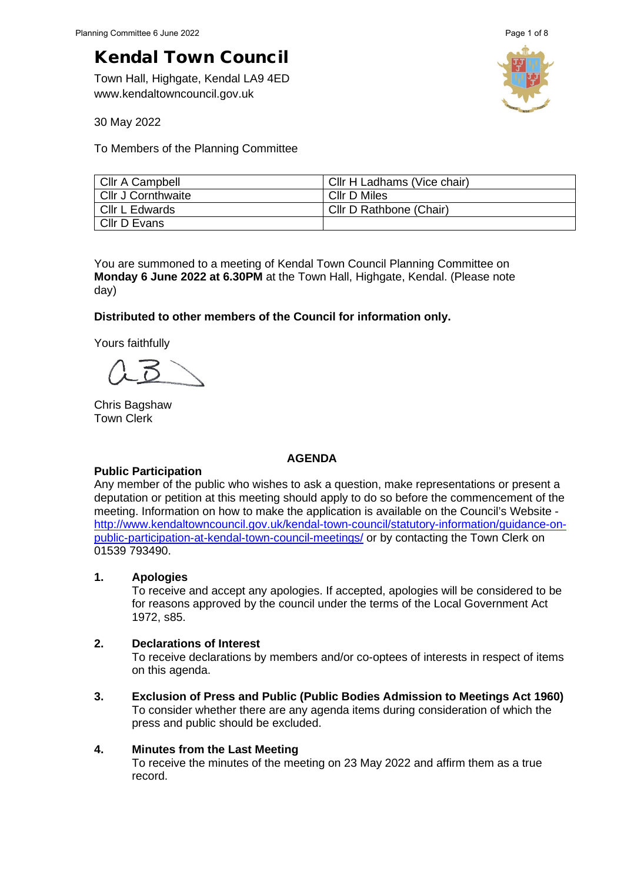# Kendal Town Council

Town Hall, Highgate, Kendal LA9 4ED
www.kendaltowncouncil.gov.uk

30 May 2022

To Members of the Planning Committee

| Cllr A Campbell | Cllr H Ladhams (Vice chair) |
|---|---|
| Cllr J Cornthwaite | Cllr D Miles |
| Cllr L Edwards | Cllr D Rathbone (Chair) |
| Cllr D Evans | |

You are summoned to a meeting of Kendal Town Council Planning Committee on **Monday 6 June 2022 at 6.30PM** at the Town Hall, Highgate, Kendal. (Please note day)

**Distributed to other members of the Council for information only.**

Yours faithfully

Chris Bagshaw
Town Clerk

## AGENDA

**Public Participation**

Any member of the public who wishes to ask a question, make representations or present a deputation or petition at this meeting should apply to do so before the commencement of the meeting. Information on how to make the application is available on the Council's Website - http://www.kendaltowncouncil.gov.uk/kendal-town-council/statutory-information/guidance-on-public-participation-at-kendal-town-council-meetings/ or by contacting the Town Clerk on 01539 793490.

**1. Apologies**

To receive and accept any apologies. If accepted, apologies will be considered to be for reasons approved by the council under the terms of the Local Government Act 1972, s85.

**2. Declarations of Interest**

To receive declarations by members and/or co-optees of interests in respect of items on this agenda.

**3. Exclusion of Press and Public (Public Bodies Admission to Meetings Act 1960)**

To consider whether there are any agenda items during consideration of which the press and public should be excluded.

**4. Minutes from the Last Meeting**

To receive the minutes of the meeting on 23 May 2022 and affirm them as a true record.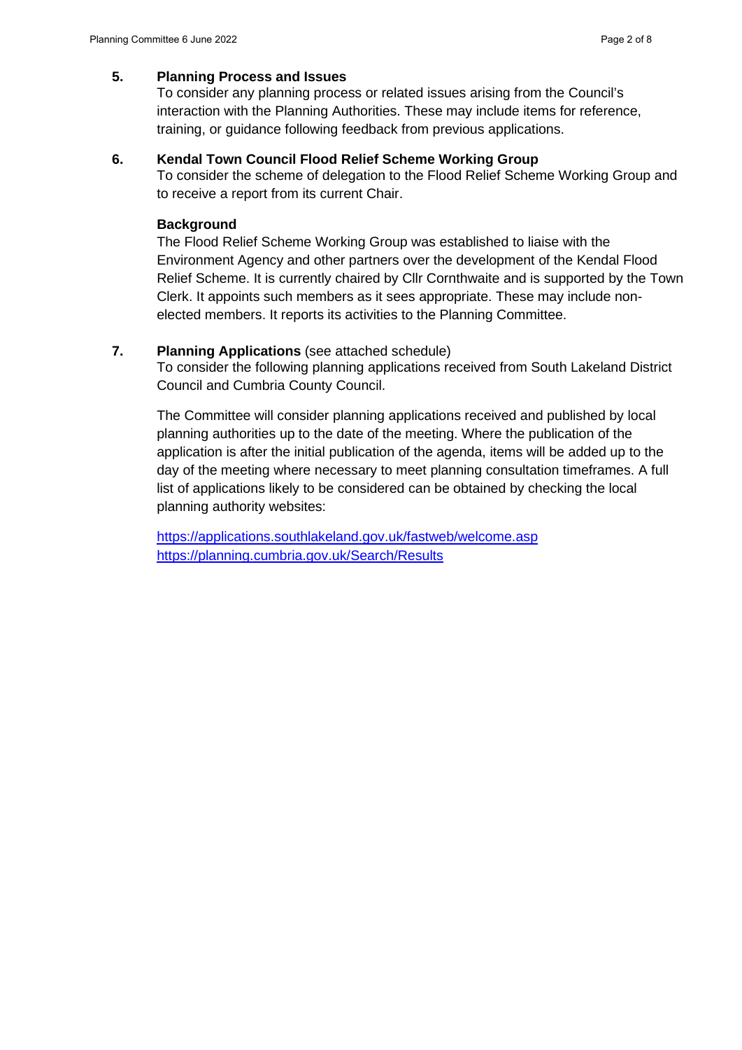## 5. Planning Process and Issues

To consider any planning process or related issues arising from the Council's interaction with the Planning Authorities. These may include items for reference, training, or guidance following feedback from previous applications.

## 6. Kendal Town Council Flood Relief Scheme Working Group

To consider the scheme of delegation to the Flood Relief Scheme Working Group and to receive a report from its current Chair.

**Background**

The Flood Relief Scheme Working Group was established to liaise with the Environment Agency and other partners over the development of the Kendal Flood Relief Scheme. It is currently chaired by Cllr Cornthwaite and is supported by the Town Clerk. It appoints such members as it sees appropriate. These may include non-elected members. It reports its activities to the Planning Committee.

## 7. Planning Applications (see attached schedule)

To consider the following planning applications received from South Lakeland District Council and Cumbria County Council.

The Committee will consider planning applications received and published by local planning authorities up to the date of the meeting. Where the publication of the application is after the initial publication of the agenda, items will be added up to the day of the meeting where necessary to meet planning consultation timeframes. A full list of applications likely to be considered can be obtained by checking the local planning authority websites:

https://applications.southlakeland.gov.uk/fastweb/welcome.asp
https://planning.cumbria.gov.uk/Search/Results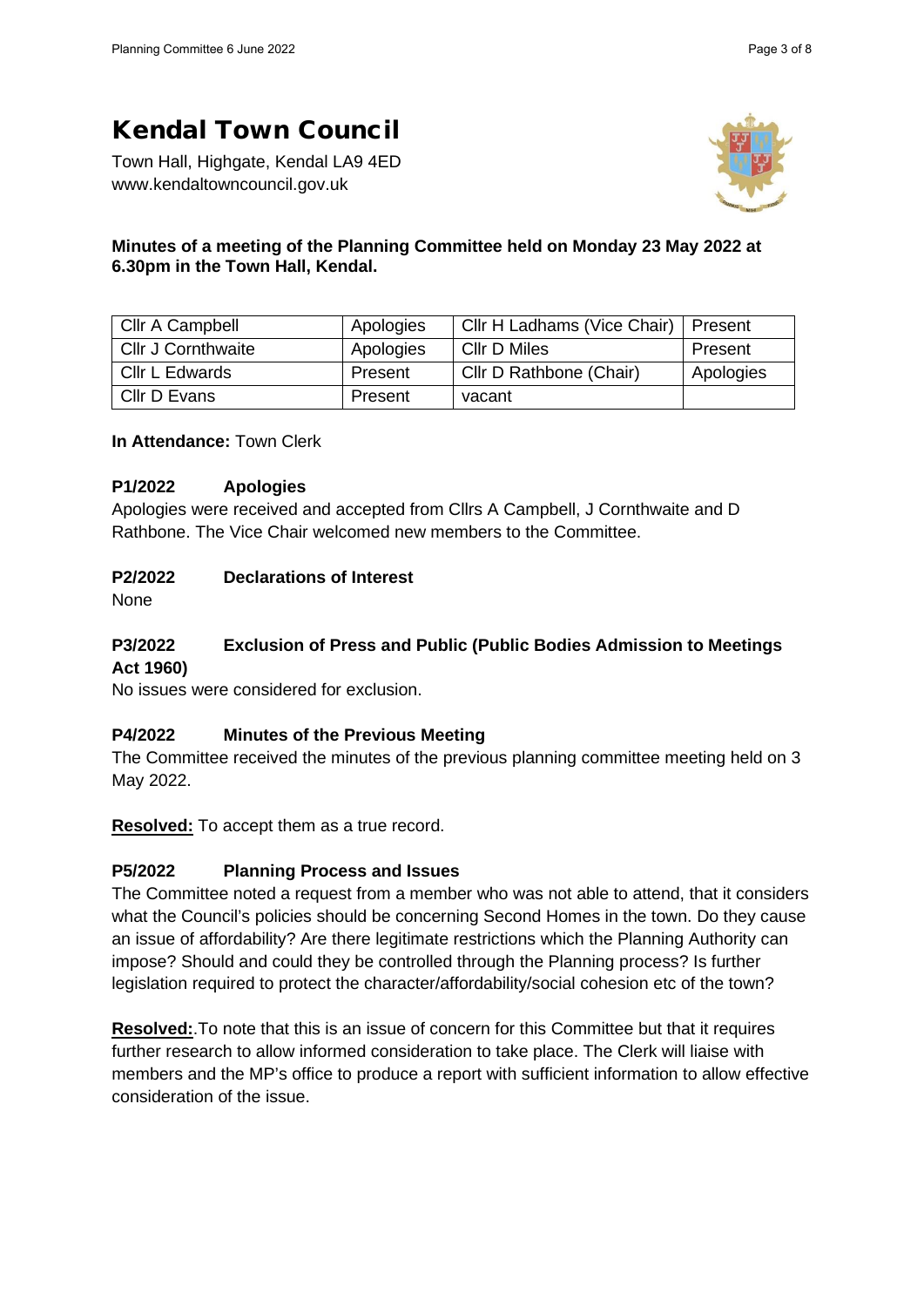# Kendal Town Council

Town Hall, Highgate, Kendal LA9 4ED
www.kendaltowncouncil.gov.uk

**Minutes of a meeting of the Planning Committee held on Monday 23 May 2022 at 6.30pm in the Town Hall, Kendal.**

| | | | |
|---|---|---|---|
| Cllr A Campbell | Apologies | Cllr H Ladhams (Vice Chair) | Present |
| Cllr J Cornthwaite | Apologies | Cllr D Miles | Present |
| Cllr L Edwards | Present | Cllr D Rathbone (Chair) | Apologies |
| Cllr D Evans | Present | vacant | |

**In Attendance:** Town Clerk

**P1/2022 Apologies**

Apologies were received and accepted from Cllrs A Campbell, J Cornthwaite and D Rathbone. The Vice Chair welcomed new members to the Committee.

**P2/2022 Declarations of Interest**

None

**P3/2022 Exclusion of Press and Public (Public Bodies Admission to Meetings Act 1960)**

No issues were considered for exclusion.

**P4/2022 Minutes of the Previous Meeting**

The Committee received the minutes of the previous planning committee meeting held on 3 May 2022.

**Resolved:** To accept them as a true record.

**P5/2022 Planning Process and Issues**

The Committee noted a request from a member who was not able to attend, that it considers what the Council's policies should be concerning Second Homes in the town. Do they cause an issue of affordability? Are there legitimate restrictions which the Planning Authority can impose? Should and could they be controlled through the Planning process? Is further legislation required to protect the character/affordability/social cohesion etc of the town?

**Resolved:**.To note that this is an issue of concern for this Committee but that it requires further research to allow informed consideration to take place. The Clerk will liaise with members and the MP's office to produce a report with sufficient information to allow effective consideration of the issue.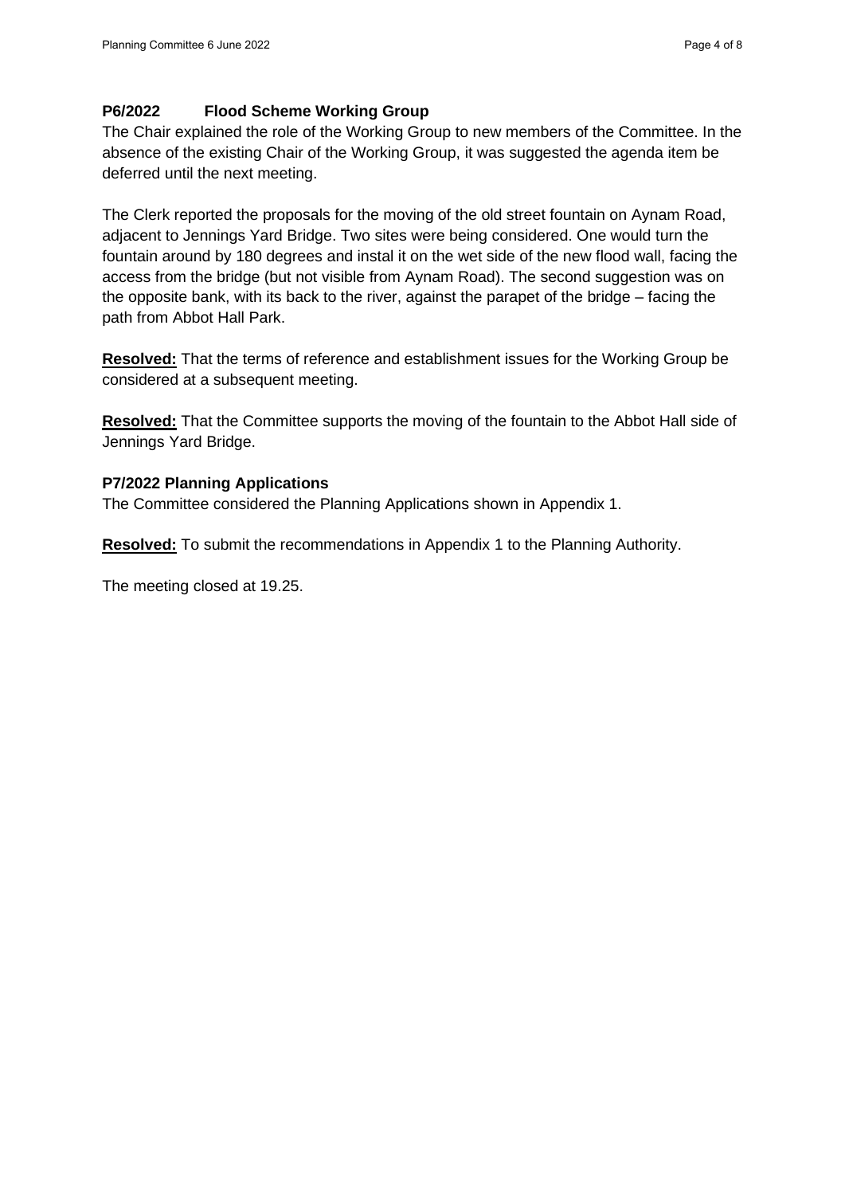### P6/2022 Flood Scheme Working Group

The Chair explained the role of the Working Group to new members of the Committee. In the absence of the existing Chair of the Working Group, it was suggested the agenda item be deferred until the next meeting.

The Clerk reported the proposals for the moving of the old street fountain on Aynam Road, adjacent to Jennings Yard Bridge. Two sites were being considered. One would turn the fountain around by 180 degrees and instal it on the wet side of the new flood wall, facing the access from the bridge (but not visible from Aynam Road). The second suggestion was on the opposite bank, with its back to the river, against the parapet of the bridge – facing the path from Abbot Hall Park.

**Resolved:** That the terms of reference and establishment issues for the Working Group be considered at a subsequent meeting.

**Resolved:** That the Committee supports the moving of the fountain to the Abbot Hall side of Jennings Yard Bridge.

### P7/2022 Planning Applications

The Committee considered the Planning Applications shown in Appendix 1.

**Resolved:** To submit the recommendations in Appendix 1 to the Planning Authority.

The meeting closed at 19.25.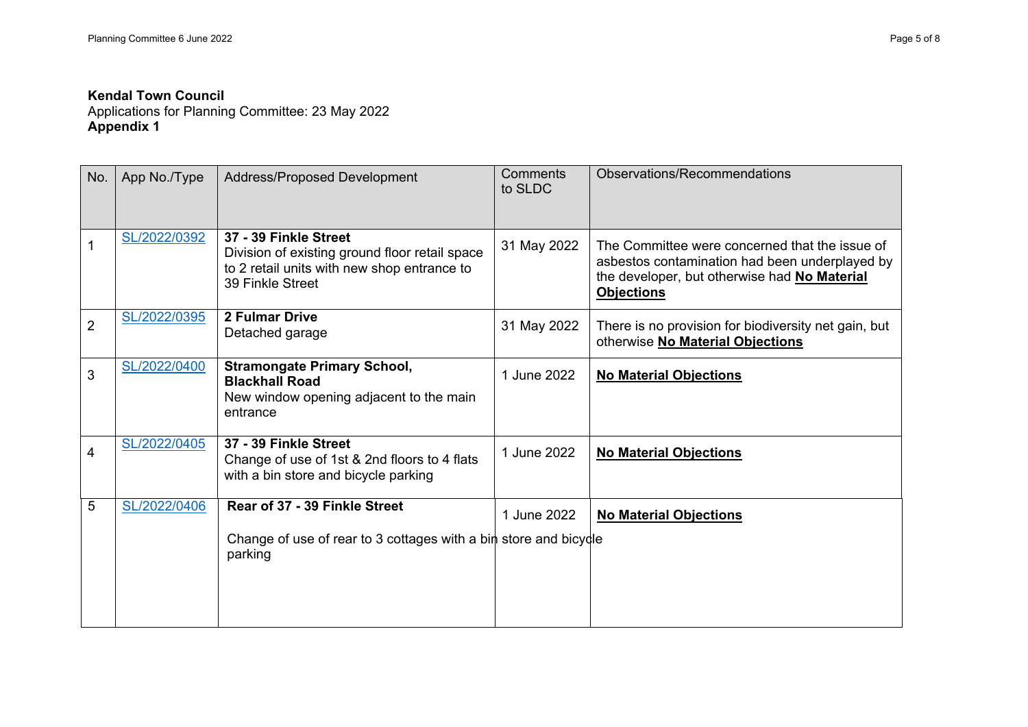**Kendal Town Council**
Applications for Planning Committee: 23 May 2022
**Appendix 1**

| No. | App No./Type | Address/Proposed Development | Comments to SLDC | Observations/Recommendations |
|---|---|---|---|---|
| 1 | SL/2022/0392 | **37 - 39 Finkle Street** Division of existing ground floor retail space to 2 retail units with new shop entrance to 39 Finkle Street | 31 May 2022 | The Committee were concerned that the issue of asbestos contamination had been underplayed by the developer, but otherwise had **No Material Objections** |
| 2 | SL/2022/0395 | **2 Fulmar Drive** Detached garage | 31 May 2022 | There is no provision for biodiversity net gain, but otherwise **No Material Objections** |
| 3 | SL/2022/0400 | **Stramongate Primary School, Blackhall Road** New window opening adjacent to the main entrance | 1 June 2022 | **No Material Objections** |
| 4 | SL/2022/0405 | **37 - 39 Finkle Street** Change of use of 1st & 2nd floors to 4 flats with a bin store and bicycle parking | 1 June 2022 | **No Material Objections** |
| 5 | SL/2022/0406 | **Rear of 37 - 39 Finkle Street** Change of use of rear to 3 cottages with a bin store and bicycle parking | 1 June 2022 | **No Material Objections** |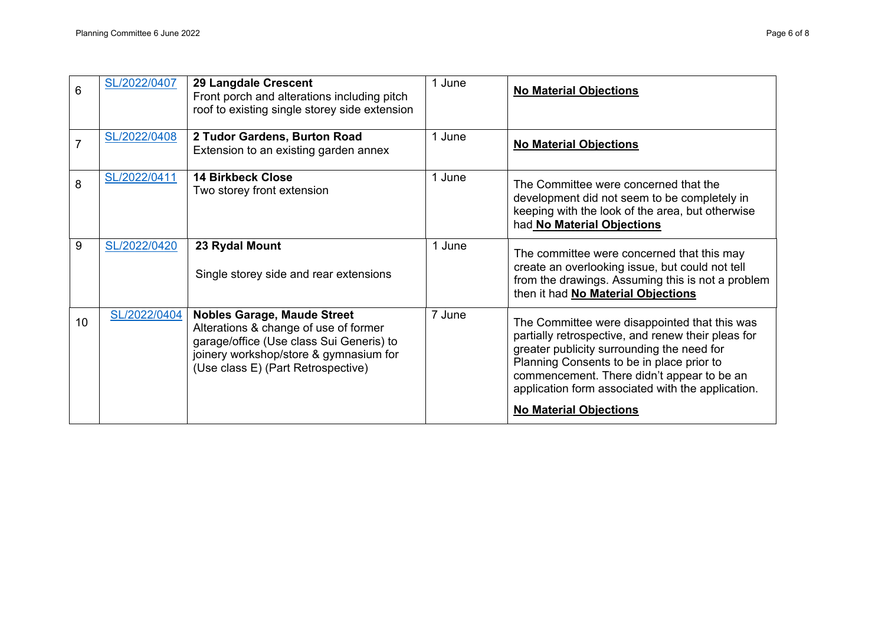| | | | | |
|---|---|---|---|---|
| 6 | SL/2022/0407 | **29 Langdale Crescent** Front porch and alterations including pitch roof to existing single storey side extension | 1 June | **No Material Objections** |
| 7 | SL/2022/0408 | **2 Tudor Gardens, Burton Road** Extension to an existing garden annex | 1 June | **No Material Objections** |
| 8 | SL/2022/0411 | **14 Birkbeck Close** Two storey front extension | 1 June | The Committee were concerned that the development did not seem to be completely in keeping with the look of the area, but otherwise had **No Material Objections** |
| 9 | SL/2022/0420 | **23 Rydal Mount** Single storey side and rear extensions | 1 June | The committee were concerned that this may create an overlooking issue, but could not tell from the drawings. Assuming this is not a problem then it had **No Material Objections** |
| 10 | SL/2022/0404 | **Nobles Garage, Maude Street** Alterations & change of use of former garage/office (Use class Sui Generis) to joinery workshop/store & gymnasium for (Use class E) (Part Retrospective) | 7 June | The Committee were disappointed that this was partially retrospective, and renew their pleas for greater publicity surrounding the need for Planning Consents to be in place prior to commencement. There didn't appear to be an application form associated with the application. **No Material Objections** |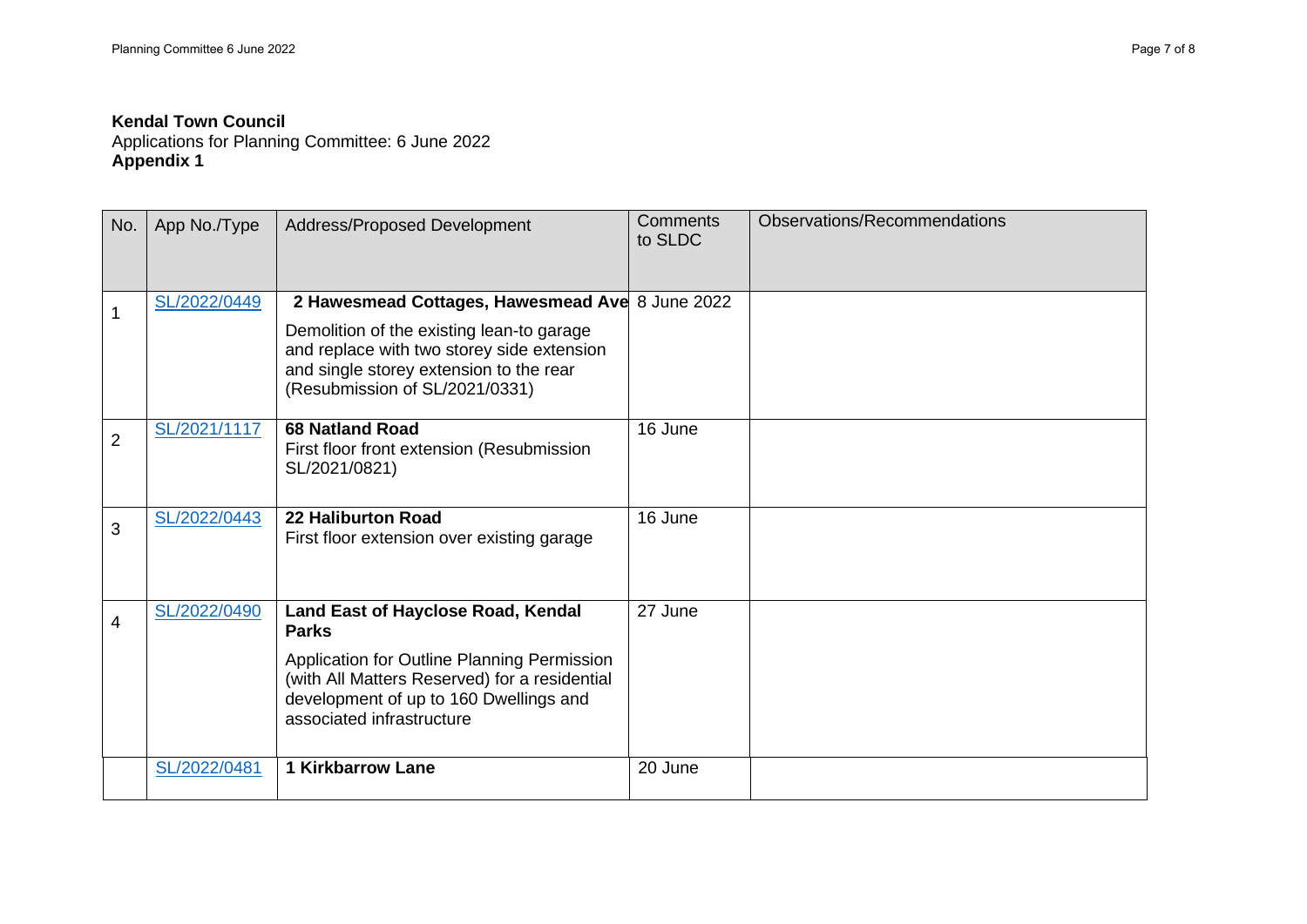**Kendal Town Council**
Applications for Planning Committee: 6 June 2022
**Appendix 1**

| No. | App No./Type | Address/Proposed Development | Comments to SLDC | Observations/Recommendations |
|---|---|---|---|---|
| 1 | SL/2022/0449 | **2 Hawesmead Cottages, Hawesmead Ave** Demolition of the existing lean-to garage and replace with two storey side extension and single storey extension to the rear (Resubmission of SL/2021/0331) | 8 June 2022 | |
| 2 | SL/2021/1117 | **68 Natland Road** First floor front extension (Resubmission SL/2021/0821) | 16 June | |
| 3 | SL/2022/0443 | **22 Haliburton Road** First floor extension over existing garage | 16 June | |
| 4 | SL/2022/0490 | **Land East of Hayclose Road, Kendal Parks** Application for Outline Planning Permission (with All Matters Reserved) for a residential development of up to 160 Dwellings and associated infrastructure | 27 June | |
| | SL/2022/0481 | **1 Kirkbarrow Lane** | 20 June | |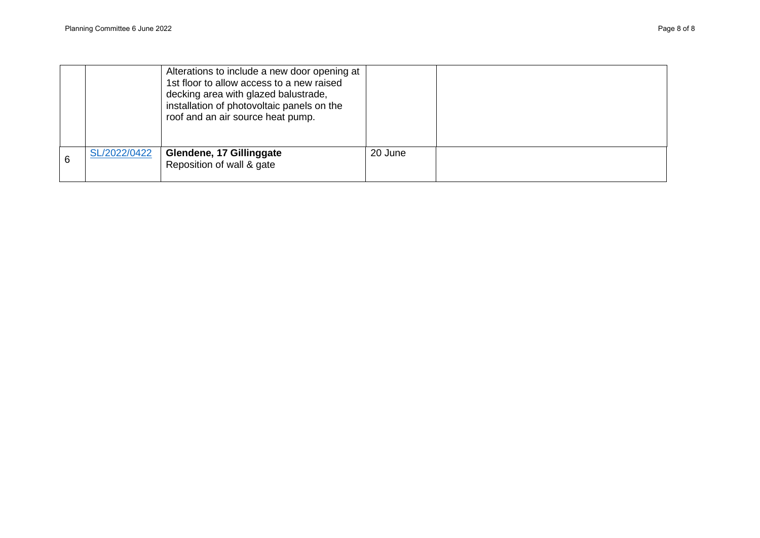| | | | | |
|---|---|---|---|---|
| | | Alterations to include a new door opening at 1st floor to allow access to a new raised decking area with glazed balustrade, installation of photovoltaic panels on the roof and an air source heat pump. | | |
| 6 | SL/2022/0422 | **Glendene, 17 Gillinggate** Reposition of wall & gate | 20 June | |